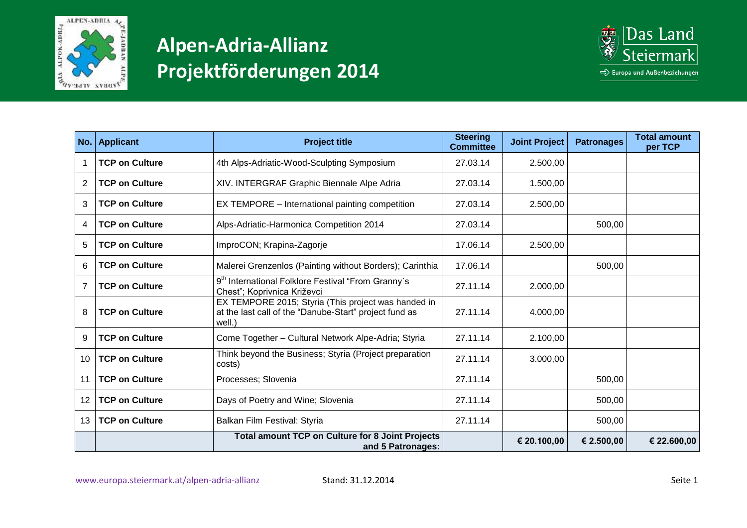# Alpen-Adria-Allianz
# Projektförderungen 2014

Das Land Steiermark
Europa und Außenbeziehungen

| No. | Applicant | Project title | Steering Committee | Joint Project | Patronages | Total amount per TCP |
|---|---|---|---|---|---|---|
| 1 | **TCP on Culture** | 4th Alps-Adriatic-Wood-Sculpting Symposium | 27.03.14 | 2.500,00 | | |
| 2 | **TCP on Culture** | XIV. INTERGRAF Graphic Biennale Alpe Adria | 27.03.14 | 1.500,00 | | |
| 3 | **TCP on Culture** | EX TEMPORE – International painting competition | 27.03.14 | 2.500,00 | | |
| 4 | **TCP on Culture** | Alps-Adriatic-Harmonica Competition 2014 | 27.03.14 | | 500,00 | |
| 5 | **TCP on Culture** | ImproCON; Krapina-Zagorje | 17.06.14 | 2.500,00 | | |
| 6 | **TCP on Culture** | Malerei Grenzenlos (Painting without Borders); Carinthia | 17.06.14 | | 500,00 | |
| 7 | **TCP on Culture** | 9th International Folklore Festival “From Granny´s Chest”; Koprivnica Križevci | 27.11.14 | 2.000,00 | | |
| 8 | **TCP on Culture** | EX TEMPORE 2015; Styria (This project was handed in at the last call of the “Danube-Start” project fund as well.) | 27.11.14 | 4.000,00 | | |
| 9 | **TCP on Culture** | Come Together – Cultural Network Alpe-Adria; Styria | 27.11.14 | 2.100,00 | | |
| 10 | **TCP on Culture** | Think beyond the Business; Styria (Project preparation costs) | 27.11.14 | 3.000,00 | | |
| 11 | **TCP on Culture** | Processes; Slovenia | 27.11.14 | | 500,00 | |
| 12 | **TCP on Culture** | Days of Poetry and Wine; Slovenia | 27.11.14 | | 500,00 | |
| 13 | **TCP on Culture** | Balkan Film Festival: Styria | 27.11.14 | | 500,00 | |
| | | **Total amount TCP on Culture for 8 Joint Projects and 5 Patronages:** | | **€ 20.100,00** | **€ 2.500,00** | **€ 22.600,00** |

www.europa.steiermark.at/alpen-adria-allianz

Stand: 31.12.2014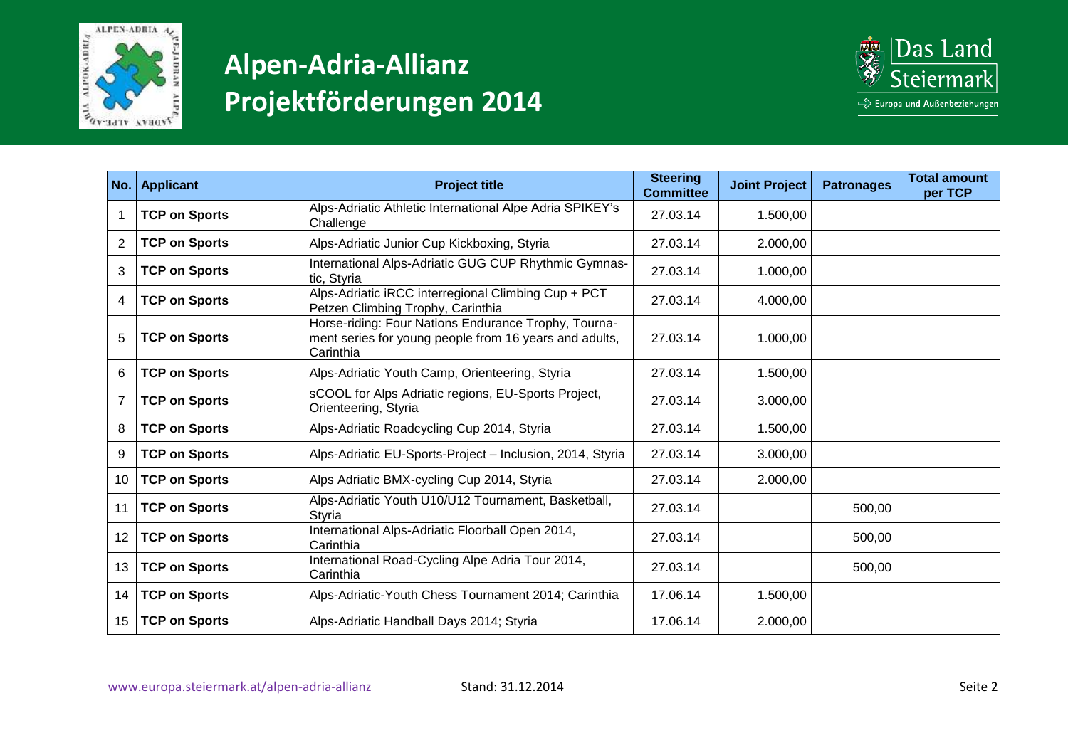# Alpen-Adria-Allianz
# Projektförderungen 2014

| No. | Applicant | Project title | Steering Committee | Joint Project | Patronages | Total amount per TCP |
|---|---|---|---|---|---|---|
| 1 | **TCP on Sports** | Alps-Adriatic Athletic International Alpe Adria SPIKEY's Challenge | 27.03.14 | 1.500,00 | | |
| 2 | **TCP on Sports** | Alps-Adriatic Junior Cup Kickboxing, Styria | 27.03.14 | 2.000,00 | | |
| 3 | **TCP on Sports** | International Alps-Adriatic GUG CUP Rhythmic Gymnastic, Styria | 27.03.14 | 1.000,00 | | |
| 4 | **TCP on Sports** | Alps-Adriatic iRCC interregional Climbing Cup + PCT Petzen Climbing Trophy, Carinthia | 27.03.14 | 4.000,00 | | |
| 5 | **TCP on Sports** | Horse-riding: Four Nations Endurance Trophy, Tournament series for young people from 16 years and adults, Carinthia | 27.03.14 | 1.000,00 | | |
| 6 | **TCP on Sports** | Alps-Adriatic Youth Camp, Orienteering, Styria | 27.03.14 | 1.500,00 | | |
| 7 | **TCP on Sports** | sCOOL for Alps Adriatic regions, EU-Sports Project, Orienteering, Styria | 27.03.14 | 3.000,00 | | |
| 8 | **TCP on Sports** | Alps-Adriatic Roadcycling Cup 2014, Styria | 27.03.14 | 1.500,00 | | |
| 9 | **TCP on Sports** | Alps-Adriatic EU-Sports-Project – Inclusion, 2014, Styria | 27.03.14 | 3.000,00 | | |
| 10 | **TCP on Sports** | Alps Adriatic BMX-cycling Cup 2014, Styria | 27.03.14 | 2.000,00 | | |
| 11 | **TCP on Sports** | Alps-Adriatic Youth U10/U12 Tournament, Basketball, Styria | 27.03.14 | | 500,00 | |
| 12 | **TCP on Sports** | International Alps-Adriatic Floorball Open 2014, Carinthia | 27.03.14 | | 500,00 | |
| 13 | **TCP on Sports** | International Road-Cycling Alpe Adria Tour 2014, Carinthia | 27.03.14 | | 500,00 | |
| 14 | **TCP on Sports** | Alps-Adriatic-Youth Chess Tournament 2014; Carinthia | 17.06.14 | 1.500,00 | | |
| 15 | **TCP on Sports** | Alps-Adriatic Handball Days 2014; Styria | 17.06.14 | 2.000,00 | | |

www.europa.steiermark.at/alpen-adria-allianz    Stand: 31.12.2014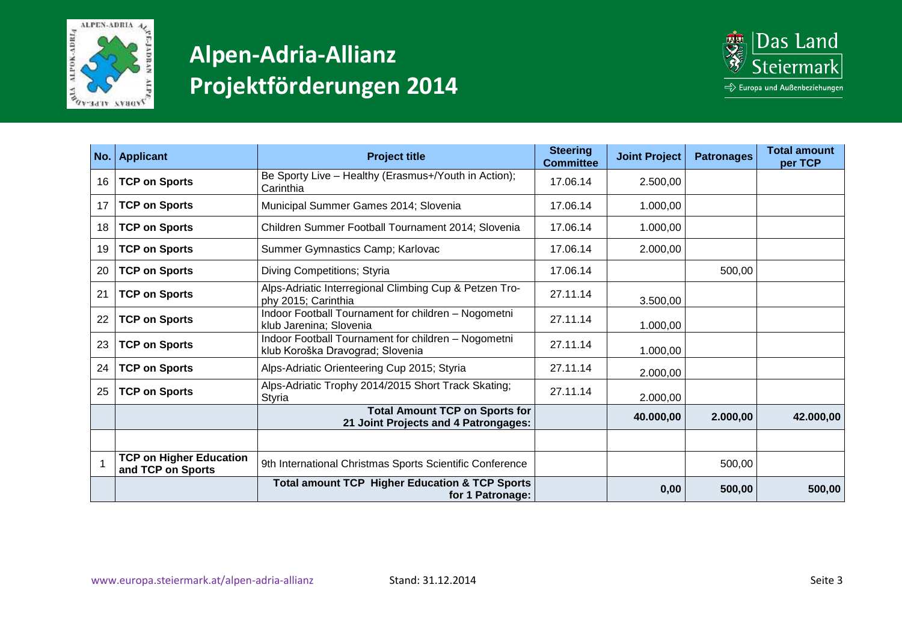# Alpen-Adria-Allianz
# Projektförderungen 2014

| No. | Applicant | Project title | Steering Committee | Joint Project | Patronages | Total amount per TCP |
|---|---|---|---|---|---|---|
| 16 | **TCP on Sports** | Be Sporty Live – Healthy (Erasmus+/Youth in Action); Carinthia | 17.06.14 | 2.500,00 | | |
| 17 | **TCP on Sports** | Municipal Summer Games 2014; Slovenia | 17.06.14 | 1.000,00 | | |
| 18 | **TCP on Sports** | Children Summer Football Tournament 2014; Slovenia | 17.06.14 | 1.000,00 | | |
| 19 | **TCP on Sports** | Summer Gymnastics Camp; Karlovac | 17.06.14 | 2.000,00 | | |
| 20 | **TCP on Sports** | Diving Competitions; Styria | 17.06.14 | | 500,00 | |
| 21 | **TCP on Sports** | Alps-Adriatic Interregional Climbing Cup & Petzen Trophy 2015; Carinthia | 27.11.14 | 3.500,00 | | |
| 22 | **TCP on Sports** | Indoor Football Tournament for children – Nogometni klub Jarenina; Slovenia | 27.11.14 | 1.000,00 | | |
| 23 | **TCP on Sports** | Indoor Football Tournament for children – Nogometni klub Koroška Dravograd; Slovenia | 27.11.14 | 1.000,00 | | |
| 24 | **TCP on Sports** | Alps-Adriatic Orienteering Cup 2015; Styria | 27.11.14 | 2.000,00 | | |
| 25 | **TCP on Sports** | Alps-Adriatic Trophy 2014/2015 Short Track Skating; Styria | 27.11.14 | 2.000,00 | | |
| | | **Total Amount TCP on Sports for 21 Joint Projects and 4 Patrongages:** | | **40.000,00** | **2.000,00** | **42.000,00** |
| | | | | | | |
| 1 | **TCP on Higher Education and TCP on Sports** | 9th International Christmas Sports Scientific Conference | | | 500,00 | |
| | | **Total amount TCP Higher Education & TCP Sports for 1 Patronage:** | | **0,00** | **500,00** | **500,00** |

www.europa.steiermark.at/alpen-adria-allianz

Stand: 31.12.2014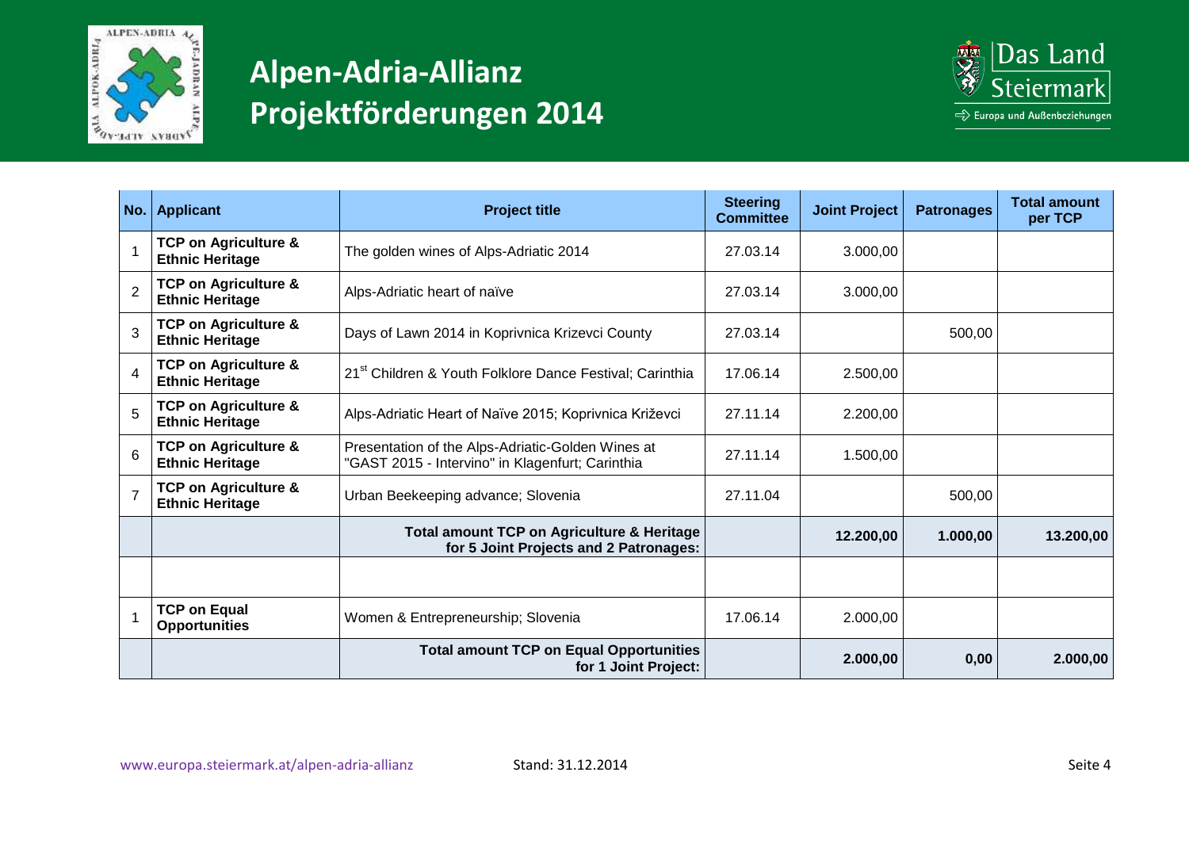# Alpen-Adria-Allianz Projektförderungen 2014

| No. | Applicant | Project title | Steering Committee | Joint Project | Patronages | Total amount per TCP |
|---|---|---|---|---|---|---|
| 1 | **TCP on Agriculture & Ethnic Heritage** | The golden wines of Alps-Adriatic 2014 | 27.03.14 | 3.000,00 | | |
| 2 | **TCP on Agriculture & Ethnic Heritage** | Alps-Adriatic heart of naïve | 27.03.14 | 3.000,00 | | |
| 3 | **TCP on Agriculture & Ethnic Heritage** | Days of Lawn 2014 in Koprivnica Krizevci County | 27.03.14 | | 500,00 | |
| 4 | **TCP on Agriculture & Ethnic Heritage** | 21st Children & Youth Folklore Dance Festival; Carinthia | 17.06.14 | 2.500,00 | | |
| 5 | **TCP on Agriculture & Ethnic Heritage** | Alps-Adriatic Heart of Naïve 2015; Koprivnica Križevci | 27.11.14 | 2.200,00 | | |
| 6 | **TCP on Agriculture & Ethnic Heritage** | Presentation of the Alps-Adriatic-Golden Wines at "GAST 2015 - Intervino" in Klagenfurt; Carinthia | 27.11.14 | 1.500,00 | | |
| 7 | **TCP on Agriculture & Ethnic Heritage** | Urban Beekeeping advance; Slovenia | 27.11.04 | | 500,00 | |
| | | **Total amount TCP on Agriculture & Heritage for 5 Joint Projects and 2 Patronages:** | | **12.200,00** | **1.000,00** | **13.200,00** |
| | | | | | | |
| 1 | **TCP on Equal Opportunities** | Women & Entrepreneurship; Slovenia | 17.06.14 | 2.000,00 | | |
| | | **Total amount TCP on Equal Opportunities for 1 Joint Project:** | | **2.000,00** | **0,00** | **2.000,00** |

www.europa.steiermark.at/alpen-adria-allianz Stand: 31.12.2014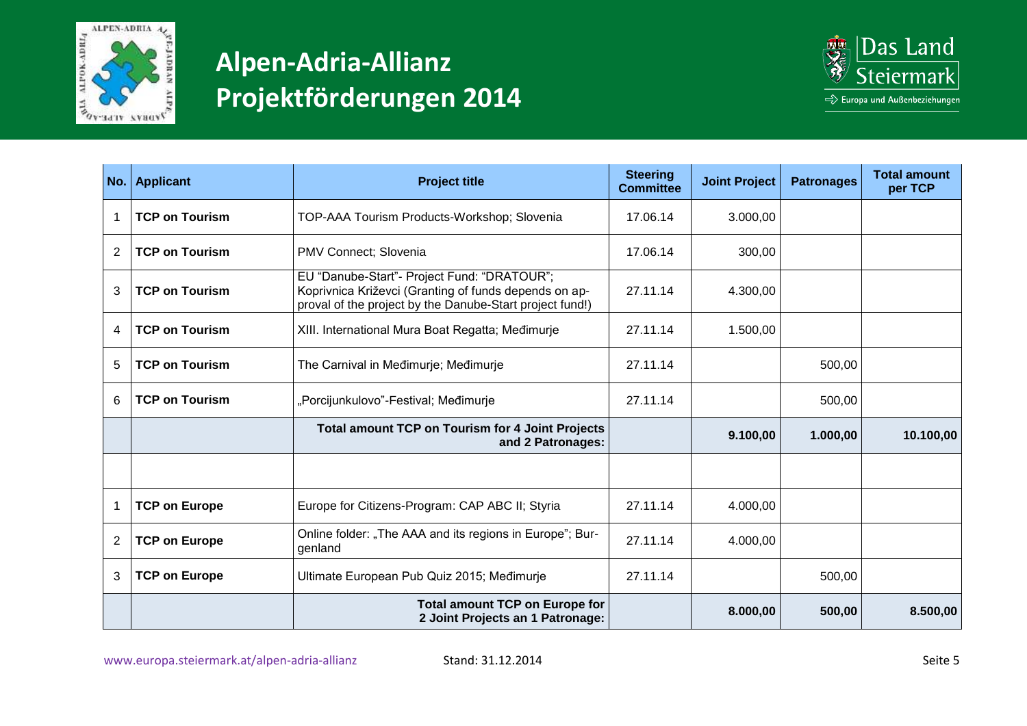# Alpen-Adria-Allianz Projektförderungen 2014

| No. | Applicant | Project title | Steering Committee | Joint Project | Patronages | Total amount per TCP |
|---|---|---|---|---|---|---|
| 1 | **TCP on Tourism** | TOP-AAA Tourism Products-Workshop; Slovenia | 17.06.14 | 3.000,00 | | |
| 2 | **TCP on Tourism** | PMV Connect; Slovenia | 17.06.14 | 300,00 | | |
| 3 | **TCP on Tourism** | EU "Danube-Start"- Project Fund: "DRATOUR"; Koprivnica Križevci (Granting of funds depends on ap-proval of the project by the Danube-Start project fund!) | 27.11.14 | 4.300,00 | | |
| 4 | **TCP on Tourism** | XIII. International Mura Boat Regatta; Međimurje | 27.11.14 | 1.500,00 | | |
| 5 | **TCP on Tourism** | The Carnival in Međimurje; Međimurje | 27.11.14 | | 500,00 | |
| 6 | **TCP on Tourism** | „Porcijunkulovo"-Festival; Međimurje | 27.11.14 | | 500,00 | |
| | | **Total amount TCP on Tourism for 4 Joint Projects and 2 Patronages:** | | **9.100,00** | **1.000,00** | **10.100,00** |
| | | | | | | |
| 1 | **TCP on Europe** | Europe for Citizens-Program: CAP ABC II; Styria | 27.11.14 | 4.000,00 | | |
| 2 | **TCP on Europe** | Online folder: „The AAA and its regions in Europe"; Bur-genland | 27.11.14 | 4.000,00 | | |
| 3 | **TCP on Europe** | Ultimate European Pub Quiz 2015; Međimurje | 27.11.14 | | 500,00 | |
| | | **Total amount TCP on Europe for 2 Joint Projects an 1 Patronage:** | | **8.000,00** | **500,00** | **8.500,00** |

www.europa.steiermark.at/alpen-adria-allianz Stand: 31.12.2014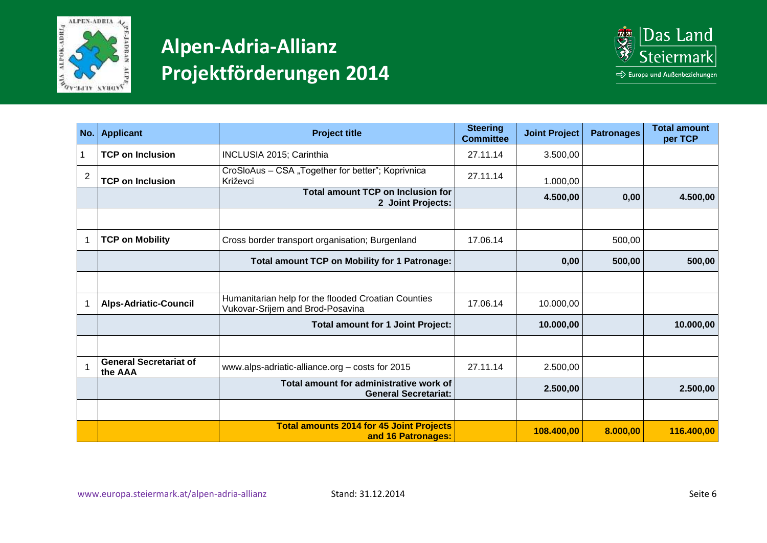# Alpen-Adria-Allianz
# Projektförderungen 2014

| No. | Applicant | Project title | Steering Committee | Joint Project | Patronages | Total amount per TCP |
|---|---|---|---|---|---|---|
| 1 | **TCP on Inclusion** | INCLUSIA 2015; Carinthia | 27.11.14 | 3.500,00 | | |
| 2 | **TCP on Inclusion** | CroSloAus – CSA „Together for better"; Koprivnica Križevci | 27.11.14 | 1.000,00 | | |
| | | **Total amount TCP on Inclusion for 2 Joint Projects:** | | **4.500,00** | **0,00** | **4.500,00** |
| | | | | | | |
| 1 | **TCP on Mobility** | Cross border transport organisation; Burgenland | 17.06.14 | | 500,00 | |
| | | **Total amount TCP on Mobility for 1 Patronage:** | | **0,00** | **500,00** | **500,00** |
| | | | | | | |
| 1 | **Alps-Adriatic-Council** | Humanitarian help for the flooded Croatian Counties Vukovar-Srijem and Brod-Posavina | 17.06.14 | 10.000,00 | | |
| | | **Total amount for 1 Joint Project:** | | **10.000,00** | | **10.000,00** |
| | | | | | | |
| 1 | **General Secretariat of the AAA** | www.alps-adriatic-alliance.org – costs for 2015 | 27.11.14 | 2.500,00 | | |
| | | **Total amount for administrative work of General Secretariat:** | | **2.500,00** | | **2.500,00** |
| | | | | | | |
| | | **Total amounts 2014 for 45 Joint Projects and 16 Patronages:** | | **108.400,00** | **8.000,00** | **116.400,00** |

www.europa.steiermark.at/alpen-adria-allianz Stand: 31.12.2014